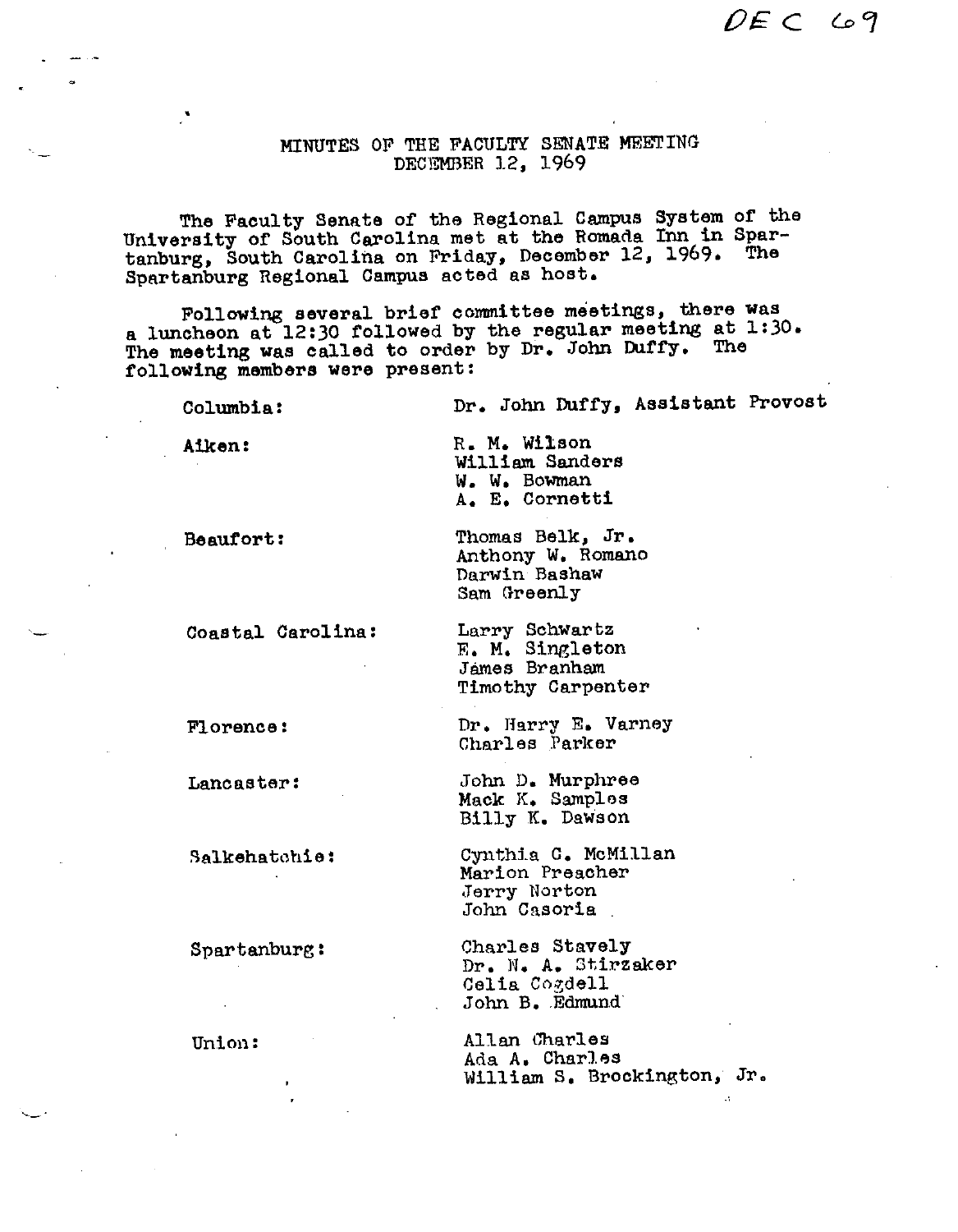DEC 69

# MINUTES OF THE FACULTY SENATE MEETING
## DECEMBER 12, 1969

The Faculty Senate of the Regional Campus System of the University of South Carolina met at the Romada Inn in Spartanburg, South Carolina on Friday, December 12, 1969. The Spartanburg Regional Campus acted as host.

Following several brief committee meetings, there was a luncheon at 12:30 followed by the regular meeting at 1:30. The meeting was called to order by Dr. John Duffy. The following members were present:

| | |
|---|---|
| Columbia: | Dr. John Duffy, Assistant Provost |
| Aiken: | R. M. Wilson<br>William Sanders<br>W. W. Bowman<br>A. E. Cornetti |
| Beaufort: | Thomas Belk, Jr.<br>Anthony W. Romano<br>Darwin Bashaw<br>Sam Greenly |
| Coastal Carolina: | Larry Schwartz<br>E. M. Singleton<br>James Branham<br>Timothy Carpenter |
| Florence: | Dr. Harry E. Varney<br>Charles Parker |
| Lancaster: | John D. Murphree<br>Mack K. Samples<br>Billy K. Dawson |
| Salkehatchie: | Cynthia G. McMillan<br>Marion Preacher<br>Jerry Norton<br>John Casoria |
| Spartanburg: | Charles Stavely<br>Dr. N. A. Stirzaker<br>Celia Cogdell<br>John B. Edmund |
| Union: | Allan Charles<br>Ada A. Charles<br>William S. Brockington, Jr. |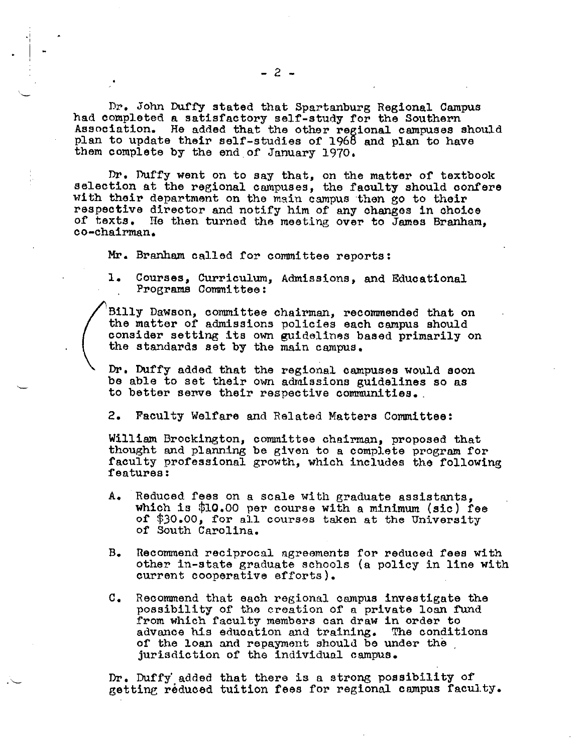Dr. John Duffy stated that Spartanburg Regional Campus had completed a satisfactory self-study for the Southern Association. He added that the other regional campuses should plan to update their self-studies of 1968 and plan to have them complete by the end of January 1970.

Dr. Duffy went on to say that, on the matter of textbook selection at the regional campuses, the faculty should confere with their department on the main campus then go to their respective director and notify him of any changes in choice of texts. He then turned the meeting over to James Branham, co-chairman.

Mr. Branham called for committee reports:

1. Courses, Curriculum, Admissions, and Educational Programs Committee:

Billy Dawson, committee chairman, recommended that on the matter of admissions policies each campus should consider setting its own guidelines based primarily on the standards set by the main campus.

Dr. Duffy added that the regional campuses would soon be able to set their own admissions guidelines so as to better serve their respective communities.

2. Faculty Welfare and Related Matters Committee:

William Brockington, committee chairman, proposed that thought and planning be given to a complete program for faculty professional growth, which includes the following features:

A. Reduced fees on a scale with graduate assistants, which is $10.00 per course with a minimum (sic) fee of $30.00, for all courses taken at the University of South Carolina.

B. Recommend reciprocal agreements for reduced fees with other in-state graduate schools (a policy in line with current cooperative efforts).

C. Recommend that each regional campus investigate the possibility of the creation of a private loan fund from which faculty members can draw in order to advance his education and training. The conditions of the loan and repayment should be under the jurisdiction of the individual campus.

Dr. Duffy added that there is a strong possibility of getting reduced tuition fees for regional campus faculty.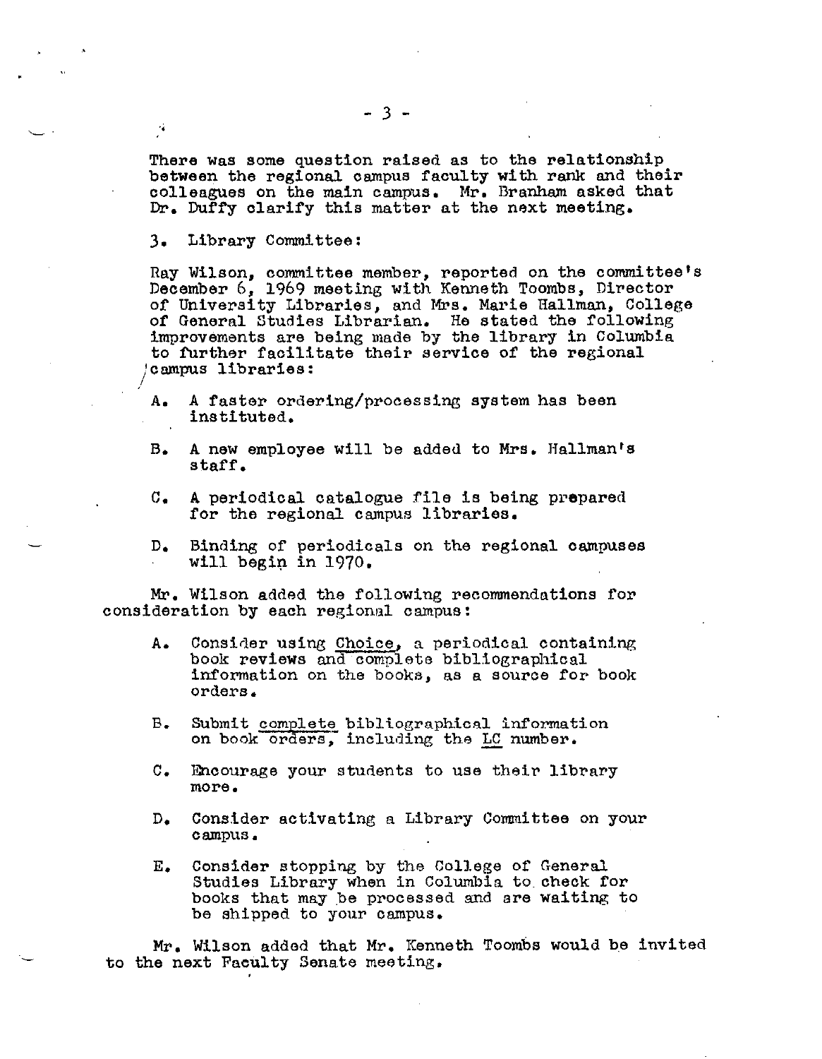There was some question raised as to the relationship between the regional campus faculty with rank and their colleagues on the main campus. Mr. Branham asked that Dr. Duffy clarify this matter at the next meeting.

3. Library Committee:

Ray Wilson, committee member, reported on the committee's December 6, 1969 meeting with Kenneth Toombs, Director of University Libraries, and Mrs. Marie Hallman, College of General Studies Librarian. He stated the following improvements are being made by the library in Columbia to further facilitate their service of the regional campus libraries:

A. A faster ordering/processing system has been instituted.

B. A new employee will be added to Mrs. Hallman's staff.

C. A periodical catalogue file is being prepared for the regional campus libraries.

D. Binding of periodicals on the regional campuses will begin in 1970.

Mr. Wilson added the following recommendations for consideration by each regional campus:

A. Consider using <u>Choice</u>, a periodical containing book reviews and complete bibliographical information on the books, as a source for book orders.

B. Submit <u>complete</u> bibliographical information on book orders, including the <u>LC</u> number.

C. Encourage your students to use their library more.

D. Consider activating a Library Committee on your campus.

E. Consider stopping by the College of General Studies Library when in Columbia to check for books that may be processed and are waiting to be shipped to your campus.

Mr. Wilson added that Mr. Kenneth Toombs would be invited to the next Faculty Senate meeting.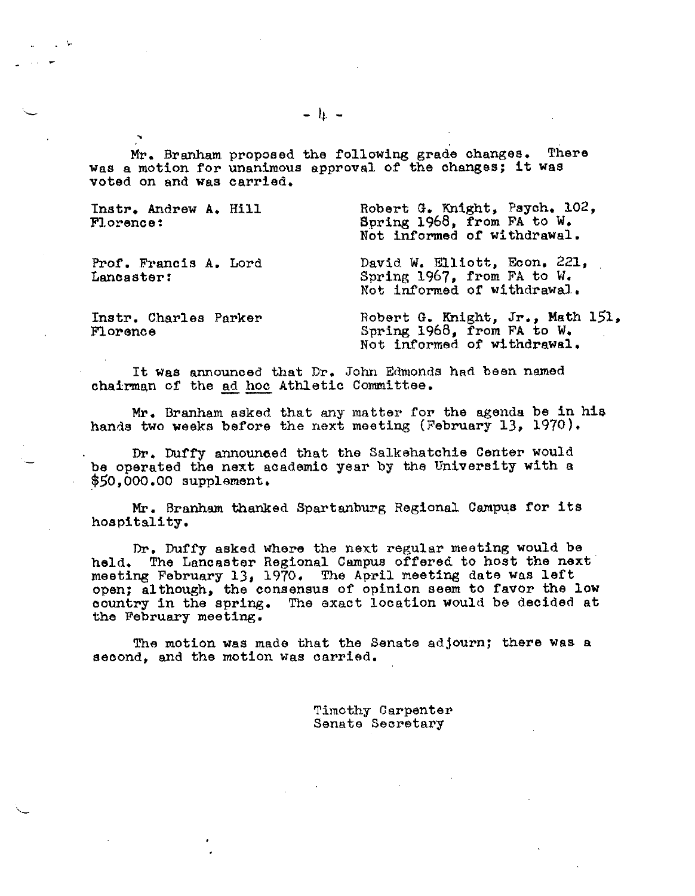Mr. Branham proposed the following grade changes. There was a motion for unanimous approval of the changes; it was voted on and was carried.

| | |
|---|---|
| Instr. Andrew A. Hill<br>Florence: | Robert G. Knight, Psych. 102,<br>Spring 1968, from FA to W.<br>Not informed of withdrawal. |
| Prof. Francis A. Lord<br>Lancaster: | David W. Elliott, Econ. 221,<br>Spring 1967, from FA to W.<br>Not informed of withdrawal. |
| Instr. Charles Parker<br>Florence | Robert G. Knight, Jr., Math 151,<br>Spring 1968, from FA to W.<br>Not informed of withdrawal. |

It was announced that Dr. John Edmonds had been named chairman of the ad hoc Athletic Committee.

Mr. Branham asked that any matter for the agenda be in his hands two weeks before the next meeting (February 13, 1970).

Dr. Duffy announced that the Salkehatchie Center would be operated the next academic year by the University with a $50,000.00 supplement.

Mr. Branham thanked Spartanburg Regional Campus for its hospitality.

Dr. Duffy asked where the next regular meeting would be held. The Lancaster Regional Campus offered to host the next meeting February 13, 1970. The April meeting date was left open; although, the consensus of opinion seem to favor the low country in the spring. The exact location would be decided at the February meeting.

The motion was made that the Senate adjourn; there was a second, and the motion was carried.

Timothy Carpenter
Senate Secretary